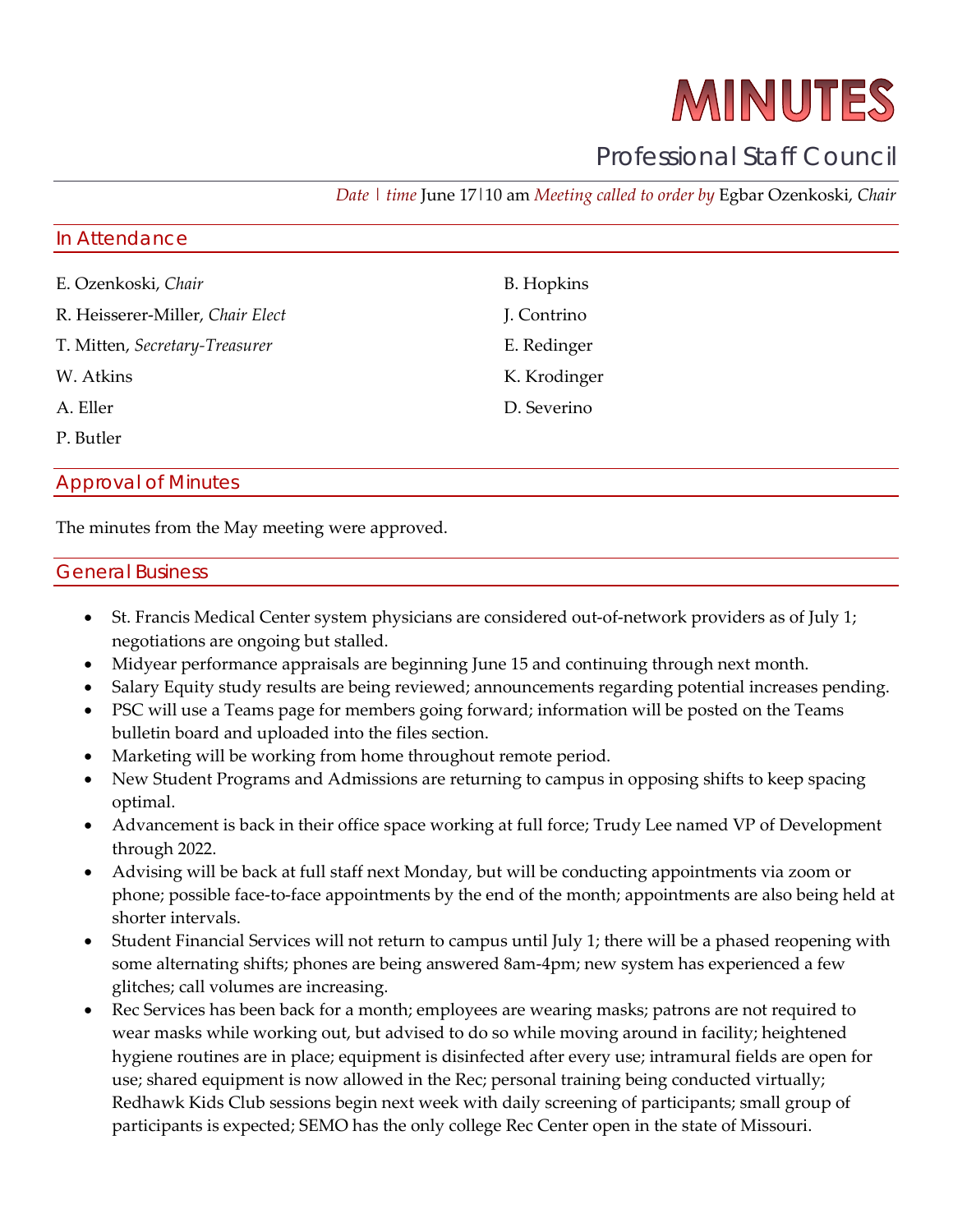# MINUTES

## Professional Staff Council

*Date | time* June 17|10 am *Meeting called to order by* Egbar Ozenkoski, *Chair*

### In Attendance

E. Ozenkoski, *Chair*

R. Heisserer-Miller, *Chair Elect*

T. Mitten, *Secretary-Treasurer*

W. Atkins

A. Eller

P. Butler

B. Hopkins

J. Contrino

E. Redinger

K. Krodinger

D. Severino

### Approval of Minutes

The minutes from the May meeting were approved.

### General Business

- St. Francis Medical Center system physicians are considered out-of-network providers as of July 1; negotiations are ongoing but stalled.
- Midyear performance appraisals are beginning June 15 and continuing through next month.
- Salary Equity study results are being reviewed; announcements regarding potential increases pending.
- PSC will use a Teams page for members going forward; information will be posted on the Teams bulletin board and uploaded into the files section.
- Marketing will be working from home throughout remote period.
- New Student Programs and Admissions are returning to campus in opposing shifts to keep spacing optimal.
- Advancement is back in their office space working at full force; Trudy Lee named VP of Development through 2022.
- Advising will be back at full staff next Monday, but will be conducting appointments via zoom or phone; possible face-to-face appointments by the end of the month; appointments are also being held at shorter intervals.
- Student Financial Services will not return to campus until July 1; there will be a phased reopening with some alternating shifts; phones are being answered 8am-4pm; new system has experienced a few glitches; call volumes are increasing.
- Rec Services has been back for a month; employees are wearing masks; patrons are not required to wear masks while working out, but advised to do so while moving around in facility; heightened hygiene routines are in place; equipment is disinfected after every use; intramural fields are open for use; shared equipment is now allowed in the Rec; personal training being conducted virtually; Redhawk Kids Club sessions begin next week with daily screening of participants; small group of participants is expected; SEMO has the only college Rec Center open in the state of Missouri.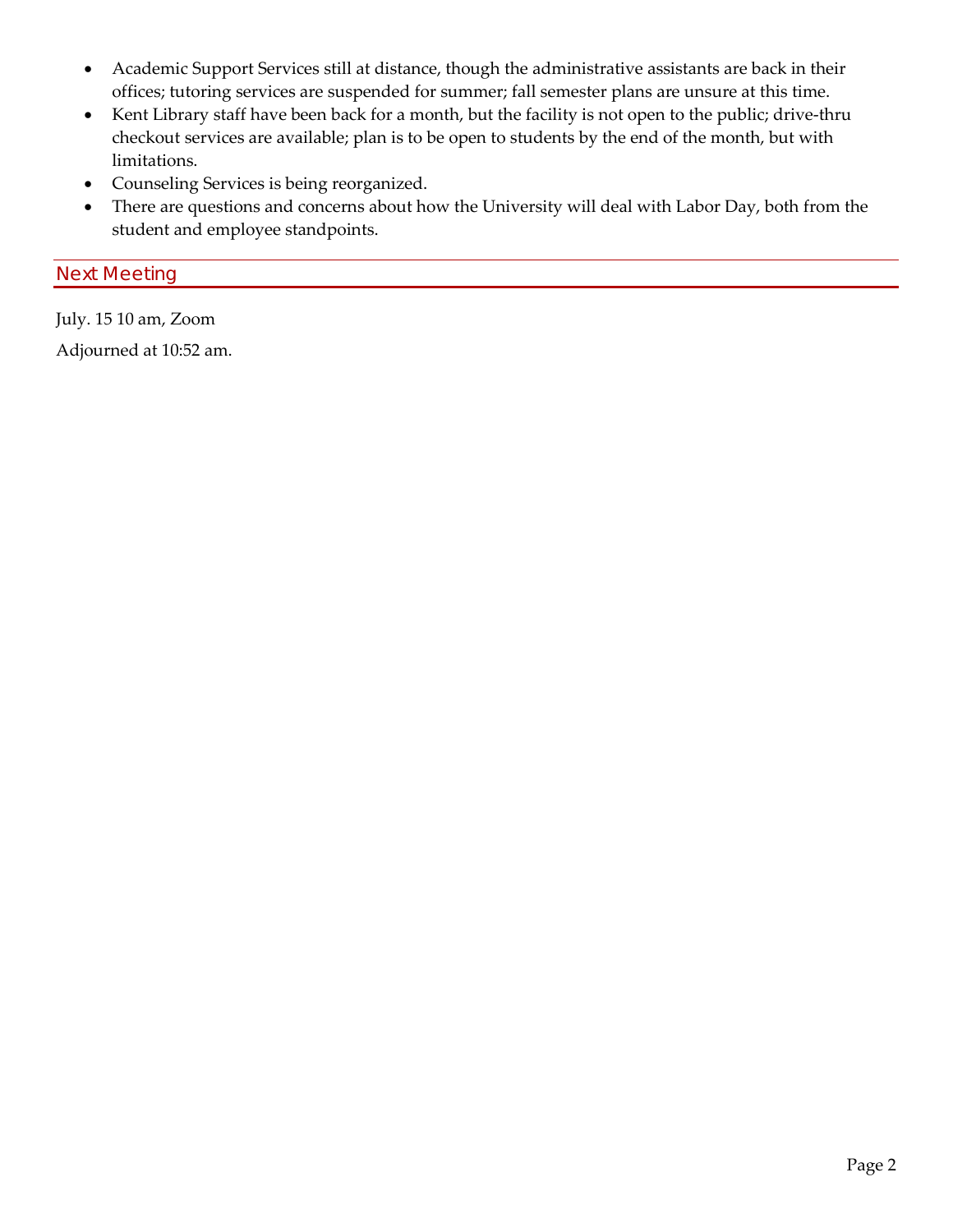- Academic Support Services still at distance, though the administrative assistants are back in their offices; tutoring services are suspended for summer; fall semester plans are unsure at this time.
- Kent Library staff have been back for a month, but the facility is not open to the public; drive-thru checkout services are available; plan is to be open to students by the end of the month, but with limitations.
- Counseling Services is being reorganized.
- There are questions and concerns about how the University will deal with Labor Day, both from the student and employee standpoints.

## Next Meeting

July. 15 10 am, Zoom

Adjourned at 10:52 am.